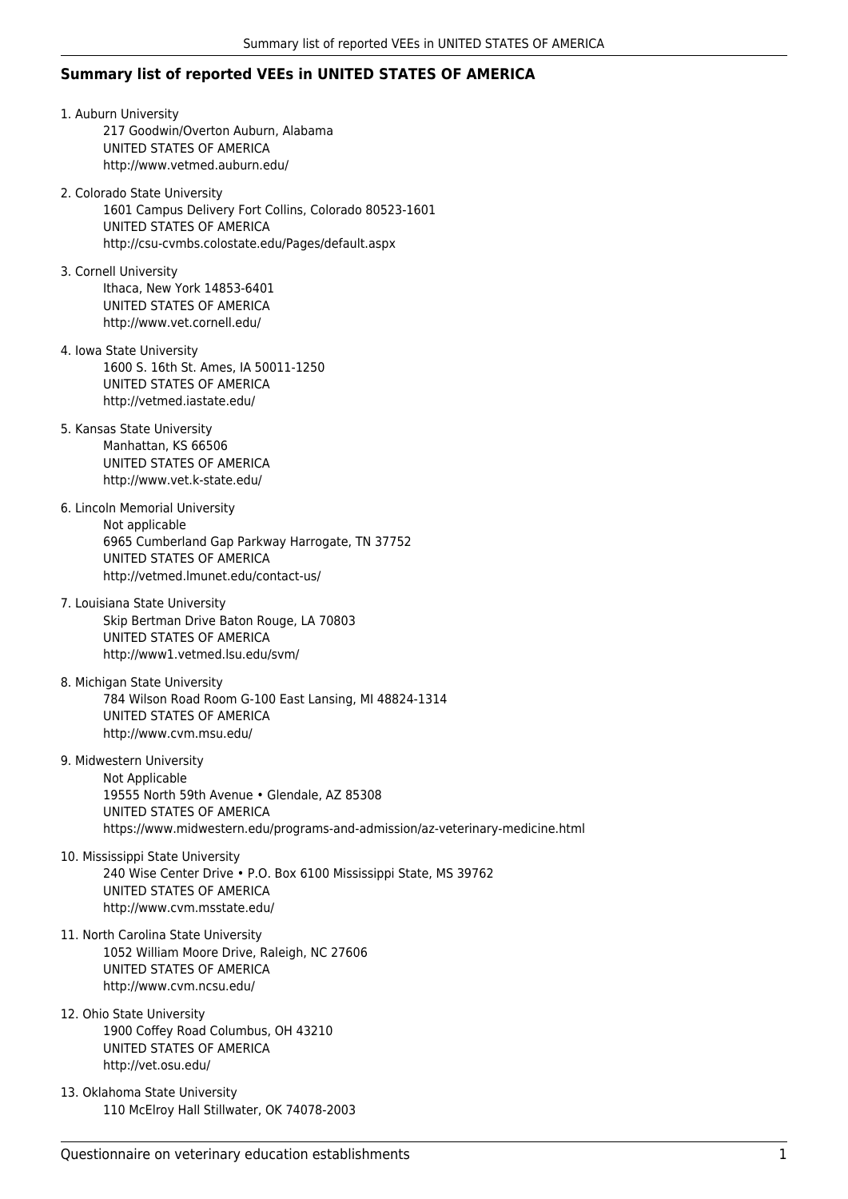## Summary list of reported VEEs in UNITED STATES OF AMERICA

1. Auburn University
   217 Goodwin/Overton Auburn, Alabama
   UNITED STATES OF AMERICA
   http://www.vetmed.auburn.edu/

2. Colorado State University
   1601 Campus Delivery Fort Collins, Colorado 80523-1601
   UNITED STATES OF AMERICA
   http://csu-cvmbs.colostate.edu/Pages/default.aspx

3. Cornell University
   Ithaca, New York 14853-6401
   UNITED STATES OF AMERICA
   http://www.vet.cornell.edu/

4. Iowa State University
   1600 S. 16th St. Ames, IA 50011-1250
   UNITED STATES OF AMERICA
   http://vetmed.iastate.edu/

5. Kansas State University
   Manhattan, KS 66506
   UNITED STATES OF AMERICA
   http://www.vet.k-state.edu/

6. Lincoln Memorial University
   Not applicable
   6965 Cumberland Gap Parkway Harrogate, TN 37752
   UNITED STATES OF AMERICA
   http://vetmed.lmunet.edu/contact-us/

7. Louisiana State University
   Skip Bertman Drive Baton Rouge, LA 70803
   UNITED STATES OF AMERICA
   http://www1.vetmed.lsu.edu/svm/

8. Michigan State University
   784 Wilson Road Room G-100 East Lansing, MI 48824-1314
   UNITED STATES OF AMERICA
   http://www.cvm.msu.edu/

9. Midwestern University
   Not Applicable
   19555 North 59th Avenue • Glendale, AZ 85308
   UNITED STATES OF AMERICA
   https://www.midwestern.edu/programs-and-admission/az-veterinary-medicine.html

10. Mississippi State University
    240 Wise Center Drive • P.O. Box 6100 Mississippi State, MS 39762
    UNITED STATES OF AMERICA
    http://www.cvm.msstate.edu/

11. North Carolina State University
    1052 William Moore Drive, Raleigh, NC 27606
    UNITED STATES OF AMERICA
    http://www.cvm.ncsu.edu/

12. Ohio State University
    1900 Coffey Road Columbus, OH 43210
    UNITED STATES OF AMERICA
    http://vet.osu.edu/

13. Oklahoma State University
    110 McElroy Hall Stillwater, OK 74078-2003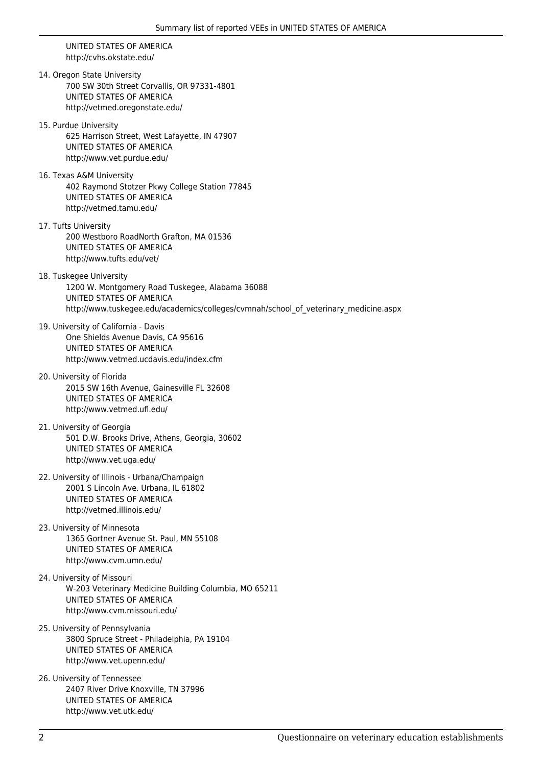UNITED STATES OF AMERICA
http://cvhs.okstate.edu/

14. Oregon State University
    700 SW 30th Street Corvallis, OR 97331-4801
    UNITED STATES OF AMERICA
    http://vetmed.oregonstate.edu/

15. Purdue University
    625 Harrison Street, West Lafayette, IN 47907
    UNITED STATES OF AMERICA
    http://www.vet.purdue.edu/

16. Texas A&M University
    402 Raymond Stotzer Pkwy College Station 77845
    UNITED STATES OF AMERICA
    http://vetmed.tamu.edu/

17. Tufts University
    200 Westboro RoadNorth Grafton, MA 01536
    UNITED STATES OF AMERICA
    http://www.tufts.edu/vet/

18. Tuskegee University
    1200 W. Montgomery Road Tuskegee, Alabama 36088
    UNITED STATES OF AMERICA
    http://www.tuskegee.edu/academics/colleges/cvmnah/school_of_veterinary_medicine.aspx

19. University of California - Davis
    One Shields Avenue Davis, CA 95616
    UNITED STATES OF AMERICA
    http://www.vetmed.ucdavis.edu/index.cfm

20. University of Florida
    2015 SW 16th Avenue, Gainesville FL 32608
    UNITED STATES OF AMERICA
    http://www.vetmed.ufl.edu/

21. University of Georgia
    501 D.W. Brooks Drive, Athens, Georgia, 30602
    UNITED STATES OF AMERICA
    http://www.vet.uga.edu/

22. University of Illinois - Urbana/Champaign
    2001 S Lincoln Ave. Urbana, IL 61802
    UNITED STATES OF AMERICA
    http://vetmed.illinois.edu/

23. University of Minnesota
    1365 Gortner Avenue St. Paul, MN 55108
    UNITED STATES OF AMERICA
    http://www.cvm.umn.edu/

24. University of Missouri
    W-203 Veterinary Medicine Building Columbia, MO 65211
    UNITED STATES OF AMERICA
    http://www.cvm.missouri.edu/

25. University of Pennsylvania
    3800 Spruce Street - Philadelphia, PA 19104
    UNITED STATES OF AMERICA
    http://www.vet.upenn.edu/

26. University of Tennessee
    2407 River Drive Knoxville, TN 37996
    UNITED STATES OF AMERICA
    http://www.vet.utk.edu/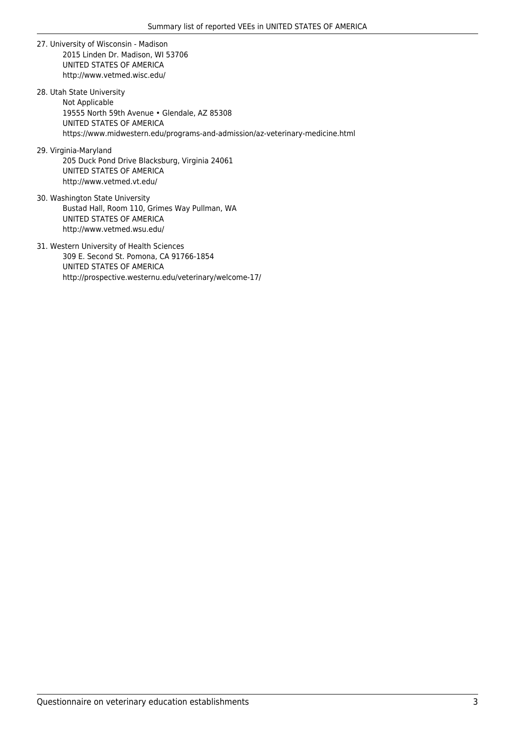27. University of Wisconsin - Madison
    2015 Linden Dr. Madison, WI 53706
    UNITED STATES OF AMERICA
    http://www.vetmed.wisc.edu/

28. Utah State University
    Not Applicable
    19555 North 59th Avenue • Glendale, AZ 85308
    UNITED STATES OF AMERICA
    https://www.midwestern.edu/programs-and-admission/az-veterinary-medicine.html

29. Virginia-Maryland
    205 Duck Pond Drive Blacksburg, Virginia 24061
    UNITED STATES OF AMERICA
    http://www.vetmed.vt.edu/

30. Washington State University
    Bustad Hall, Room 110, Grimes Way Pullman, WA
    UNITED STATES OF AMERICA
    http://www.vetmed.wsu.edu/

31. Western University of Health Sciences
    309 E. Second St. Pomona, CA 91766-1854
    UNITED STATES OF AMERICA
    http://prospective.westernu.edu/veterinary/welcome-17/